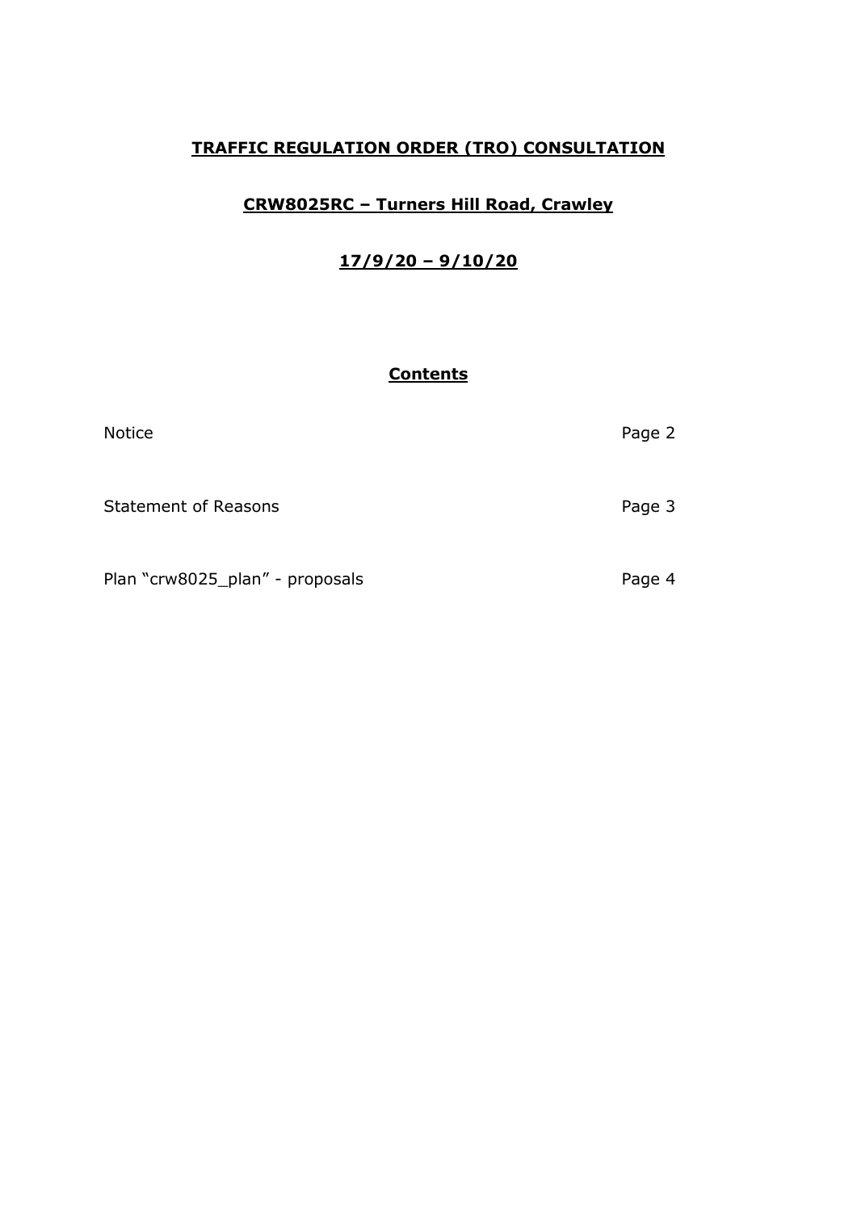# TRAFFIC REGULATION ORDER (TRO) CONSULTATION

## CRW8025RC – Turners Hill Road, Crawley

## 17/9/20 – 9/10/20

### Contents

| | |
|---|---|
| Notice | Page 2 |
| Statement of Reasons | Page 3 |
| Plan "crw8025_plan" - proposals | Page 4 |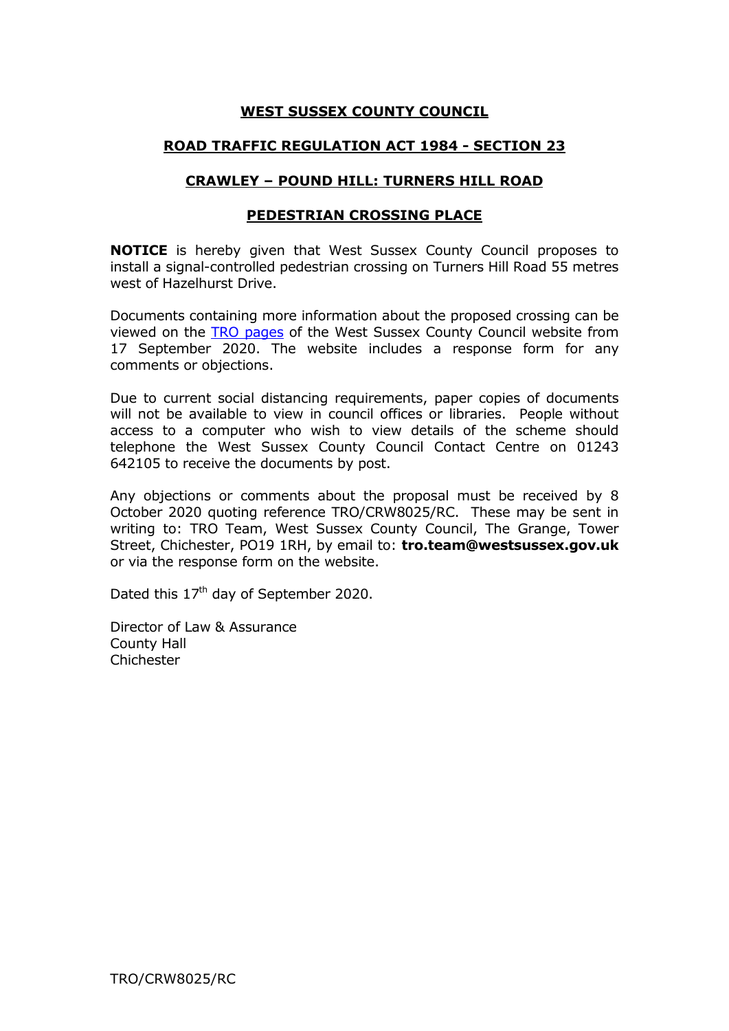# WEST SUSSEX COUNTY COUNCIL

## ROAD TRAFFIC REGULATION ACT 1984 - SECTION 23

## CRAWLEY – POUND HILL: TURNERS HILL ROAD

## PEDESTRIAN CROSSING PLACE

**NOTICE** is hereby given that West Sussex County Council proposes to install a signal-controlled pedestrian crossing on Turners Hill Road 55 metres west of Hazelhurst Drive.

Documents containing more information about the proposed crossing can be viewed on the TRO pages of the West Sussex County Council website from 17 September 2020. The website includes a response form for any comments or objections.

Due to current social distancing requirements, paper copies of documents will not be available to view in council offices or libraries. People without access to a computer who wish to view details of the scheme should telephone the West Sussex County Council Contact Centre on 01243 642105 to receive the documents by post.

Any objections or comments about the proposal must be received by 8 October 2020 quoting reference TRO/CRW8025/RC. These may be sent in writing to: TRO Team, West Sussex County Council, The Grange, Tower Street, Chichester, PO19 1RH, by email to: **tro.team@westsussex.gov.uk** or via the response form on the website.

Dated this 17th day of September 2020.

Director of Law & Assurance
County Hall
Chichester

TRO/CRW8025/RC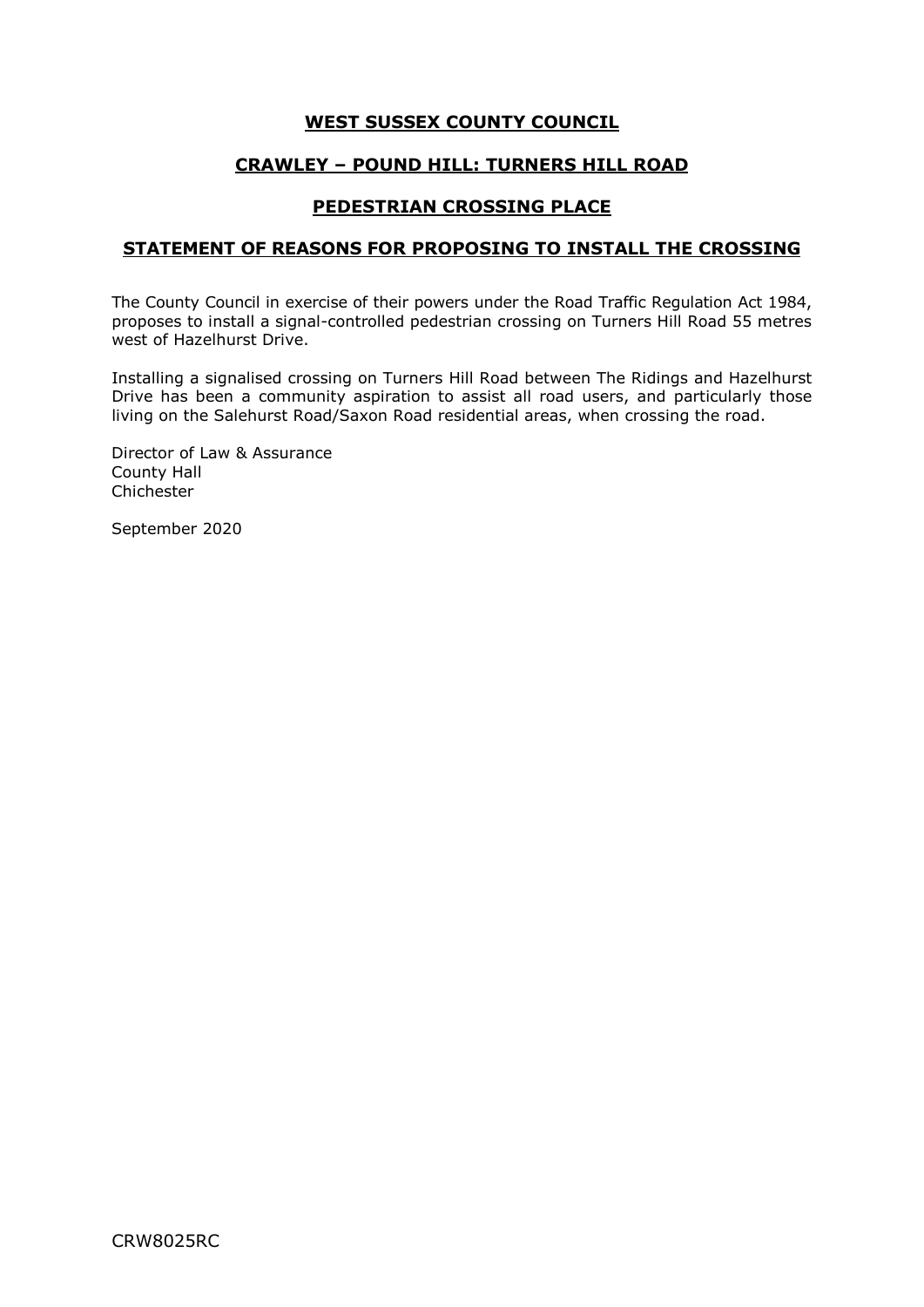# WEST SUSSEX COUNTY COUNCIL

## CRAWLEY – POUND HILL: TURNERS HILL ROAD

## PEDESTRIAN CROSSING PLACE

## STATEMENT OF REASONS FOR PROPOSING TO INSTALL THE CROSSING

The County Council in exercise of their powers under the Road Traffic Regulation Act 1984, proposes to install a signal-controlled pedestrian crossing on Turners Hill Road 55 metres west of Hazelhurst Drive.

Installing a signalised crossing on Turners Hill Road between The Ridings and Hazelhurst Drive has been a community aspiration to assist all road users, and particularly those living on the Salehurst Road/Saxon Road residential areas, when crossing the road.

Director of Law & Assurance
County Hall
Chichester

September 2020

CRW8025RC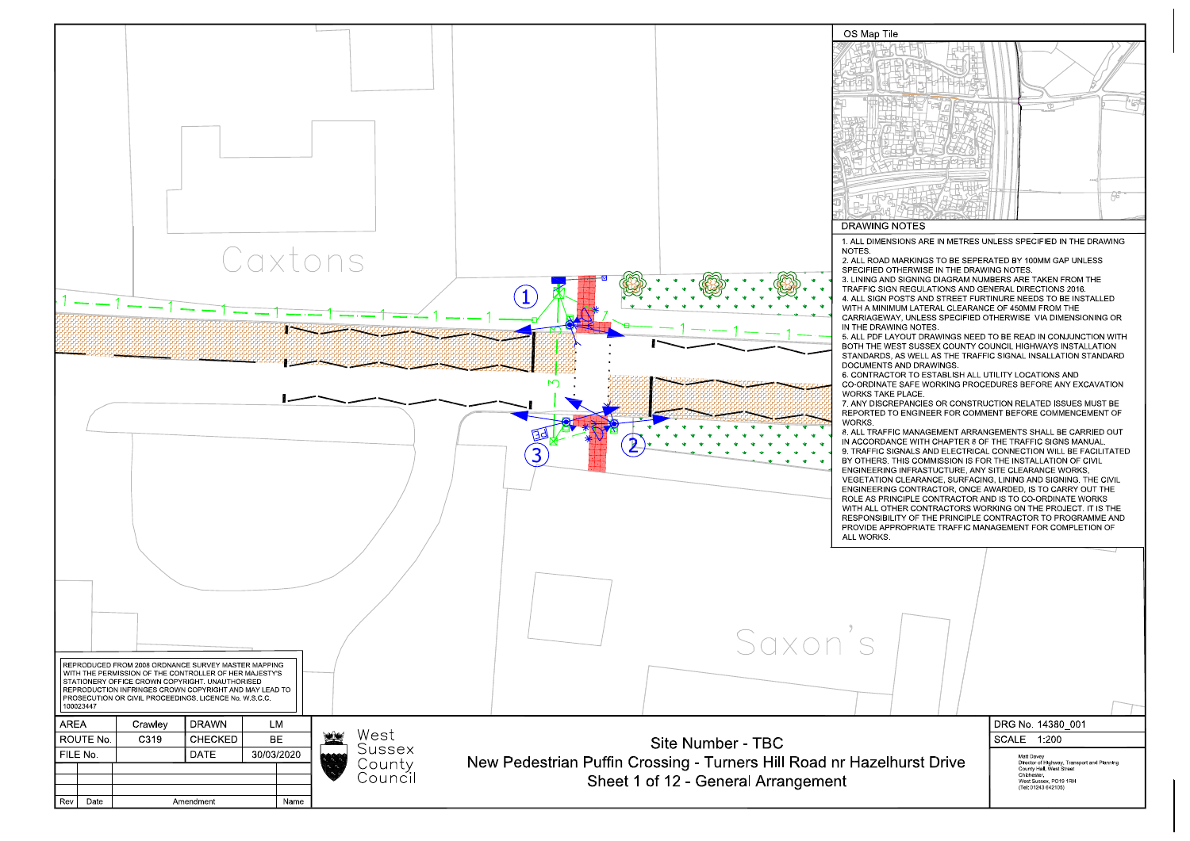Caxtons

Saxon's

## OS Map Tile

## DRAWING NOTES

1. ALL DIMENSIONS ARE IN METRES UNLESS SPECIFIED IN THE DRAWING NOTES.
2. ALL ROAD MARKINGS TO BE SEPERATED BY 100MM GAP UNLESS SPECIFIED OTHERWISE IN THE DRAWING NOTES.
3. LINING AND SIGNING DIAGRAM NUMBERS ARE TAKEN FROM THE TRAFFIC SIGN REGULATIONS AND GENERAL DIRECTIONS 2016.
4. ALL SIGN POSTS AND STREET FURNITURE NEEDS TO BE INSTALLED WITH A MINIMUM LATERAL CLEARANCE OF 450MM FROM THE CARRIAGEWAY, UNLESS SPECIFIED OTHERWISE VIA DIMENSIONING OR IN THE DRAWING NOTES.
5. ALL PDF LAYOUT DRAWINGS NEED TO BE READ IN CONJUNCTION WITH BOTH THE WEST SUSSEX COUNTY COUNCIL HIGHWAYS INSTALLATION STANDARDS, AS WELL AS THE TRAFFIC SIGNAL INSALLATION STANDARD DOCUMENTS AND DRAWINGS.
6. CONTRACTOR TO ESTABLISH ALL UTILITY LOCATIONS AND CO-ORDINATE SAFE WORKING PROCEDURES BEFORE ANY EXCAVATION WORKS TAKE PLACE.
7. ANY DISCREPANCIES OR CONSTRUCTION RELATED ISSUES MUST BE REPORTED TO ENGINEER FOR COMMENT BEFORE COMMENCEMENT OF WORKS.
8. ALL TRAFFIC MANAGEMENT ARRANGEMENTS SHALL BE CARRIED OUT IN ACCORDANCE WITH CHAPTER 8 OF THE TRAFFIC SIGNS MANUAL.
9. TRAFFIC SIGNALS AND ELECTRICAL CONNECTION WILL BE FACILITATED BY OTHERS. THIS COMMISSION IS FOR THE INSTALLATION OF CIVIL ENGINEERING INFRASTRUCTURE, ANY SITE CLEARANCE WORKS, VEGETATION CLEARANCE, SURFACING, LINING AND SIGNING. THE CIVIL ENGINEERING CONTRACTOR, ONCE AWARDED, IS TO CARRY OUT THE ROLE AS PRINCIPLE CONTRACTOR AND IS TO CO-ORDINATE WORKS WITH ALL OTHER CONTRACTORS WORKING ON THE PROJECT. IT IS THE RESPONSIBILITY OF THE PRINCIPLE CONTRACTOR TO PROGRAMME AND PROVIDE APPROPRIATE TRAFFIC MANAGEMENT FOR COMPLETION OF ALL WORKS.

REPRODUCED FROM 2008 ORDNANCE SURVEY MASTER MAPPING WITH THE PERMISSION OF THE CONTROLLER OF HER MAJESTY'S STATIONERY OFFICE CROWN COPYRIGHT. UNAUTHORISED REPRODUCTION INFRINGES CROWN COPYRIGHT AND MAY LEAD TO PROSECUTION OR CIVIL PROCEEDINGS. LICENCE No. W.S.C.C. 100023447

| | | | |
|---|---|---|---|
| AREA | Crawley | DRAWN | LM |
| ROUTE No. | C319 | CHECKED | BE |
| FILE No. | | DATE | 30/03/2020 |

| Rev | Date | Amendment | Name |
|---|---|---|---|

West Sussex County Council

Site Number - TBC

New Pedestrian Puffin Crossing - Turners Hill Road nr Hazelhurst Drive

Sheet 1 of 12 - General Arrangement

DRG No. 14380_001

SCALE 1:200

Matt Davey
Director of Highway, Transport and Planning
County Hall, West Street
Chichester,
West Sussex, PO19 1RH
(Tel: 01243 642105)